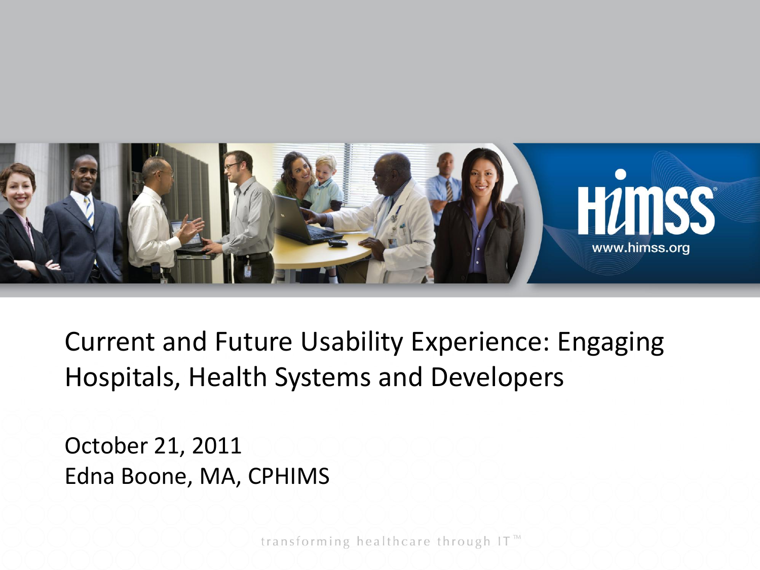# Current and Future Usability Experience: Engaging Hospitals, Health Systems and Developers

October 21, 2011

Edna Boone, MA, CPHIMS

transforming healthcare through IT™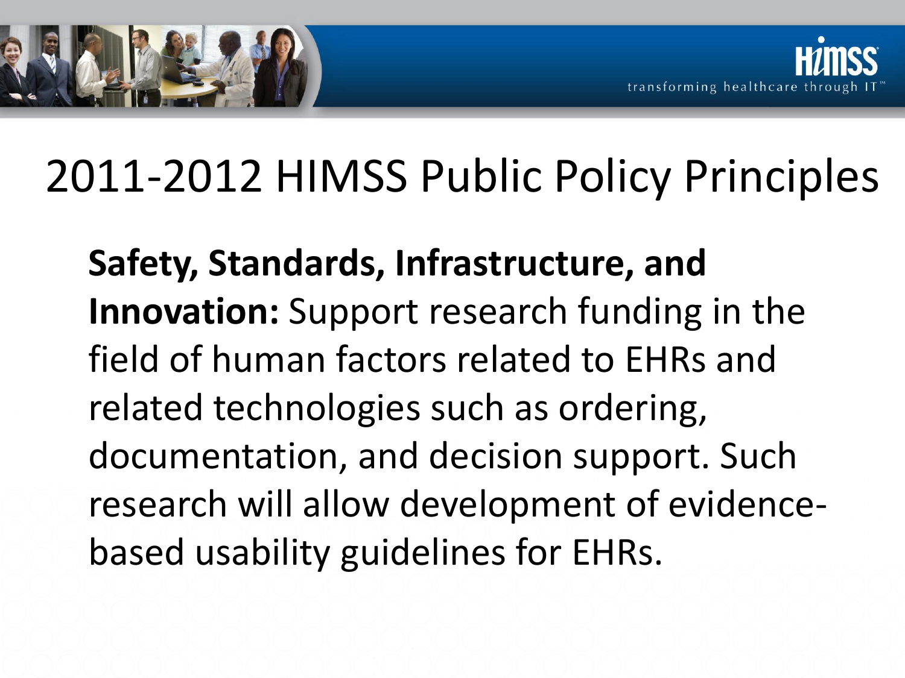# 2011-2012 HIMSS Public Policy Principles

**Safety, Standards, Infrastructure, and Innovation:** Support research funding in the field of human factors related to EHRs and related technologies such as ordering, documentation, and decision support. Such research will allow development of evidence-based usability guidelines for EHRs.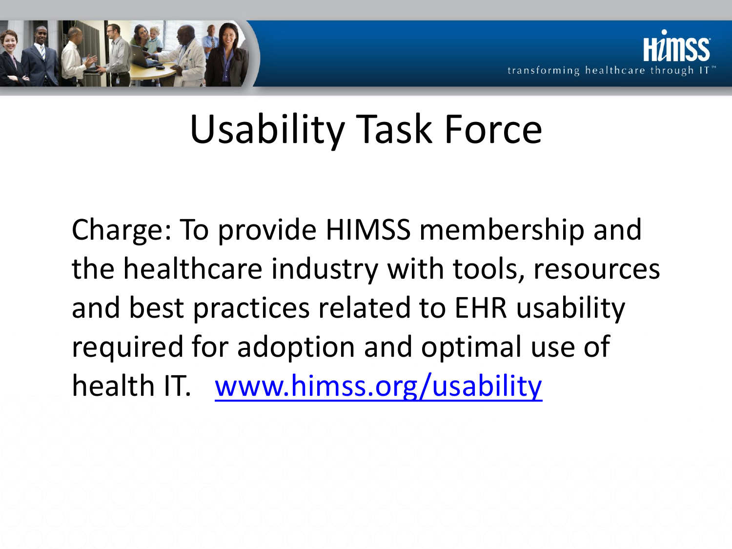# Usability Task Force

Charge: To provide HIMSS membership and the healthcare industry with tools, resources and best practices related to EHR usability required for adoption and optimal use of health IT. [www.himss.org/usability](http://www.himss.org/usability)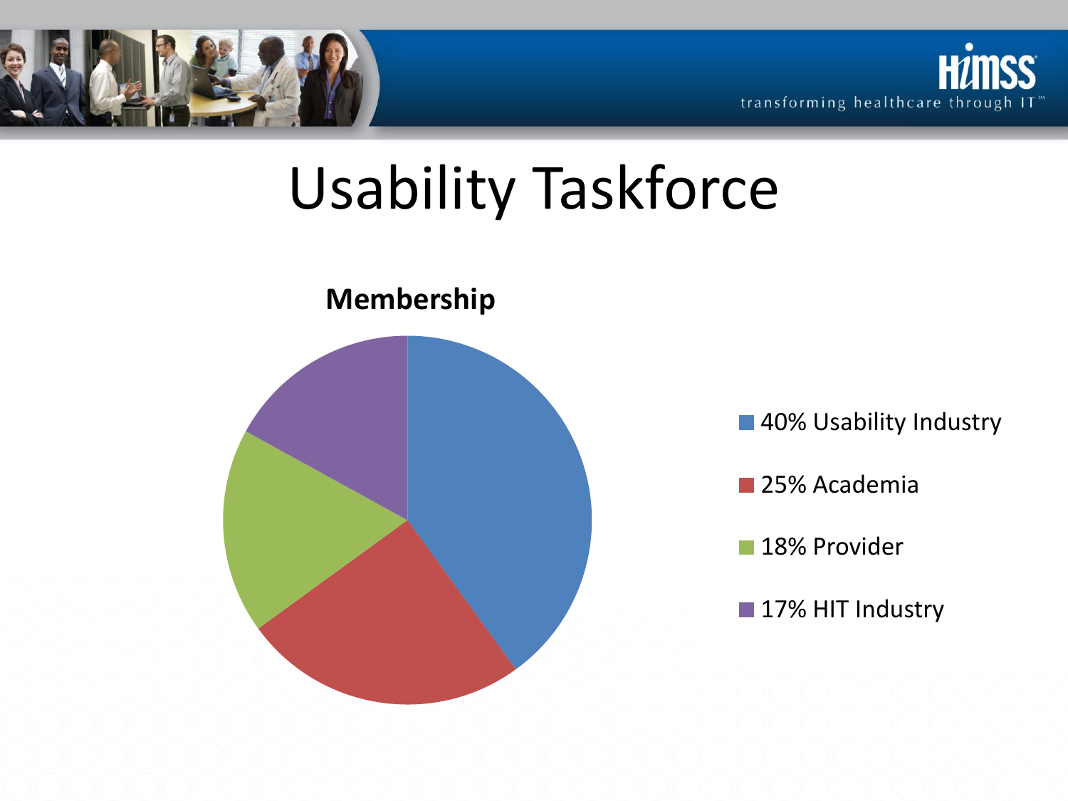# Usability Taskforce

**Membership**

- 40% Usability Industry
- 25% Academia
- 18% Provider
- 17% HIT Industry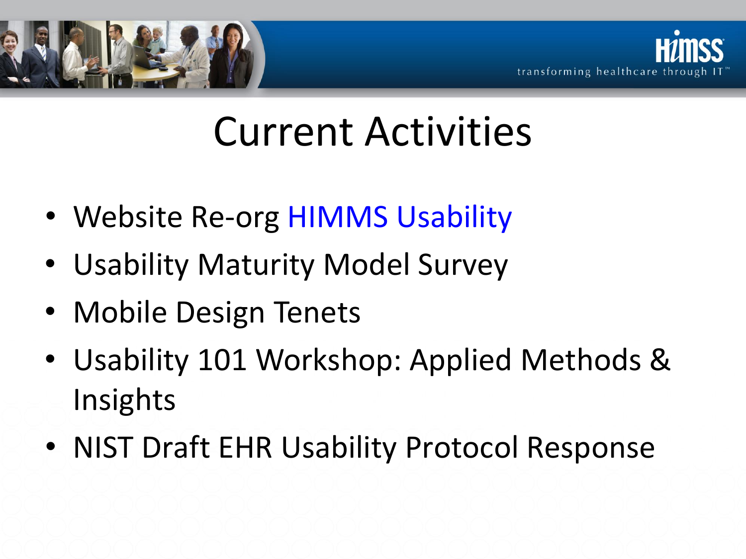# Current Activities

- Website Re-org HIMMS Usability
- Usability Maturity Model Survey
- Mobile Design Tenets
- Usability 101 Workshop: Applied Methods & Insights
- NIST Draft EHR Usability Protocol Response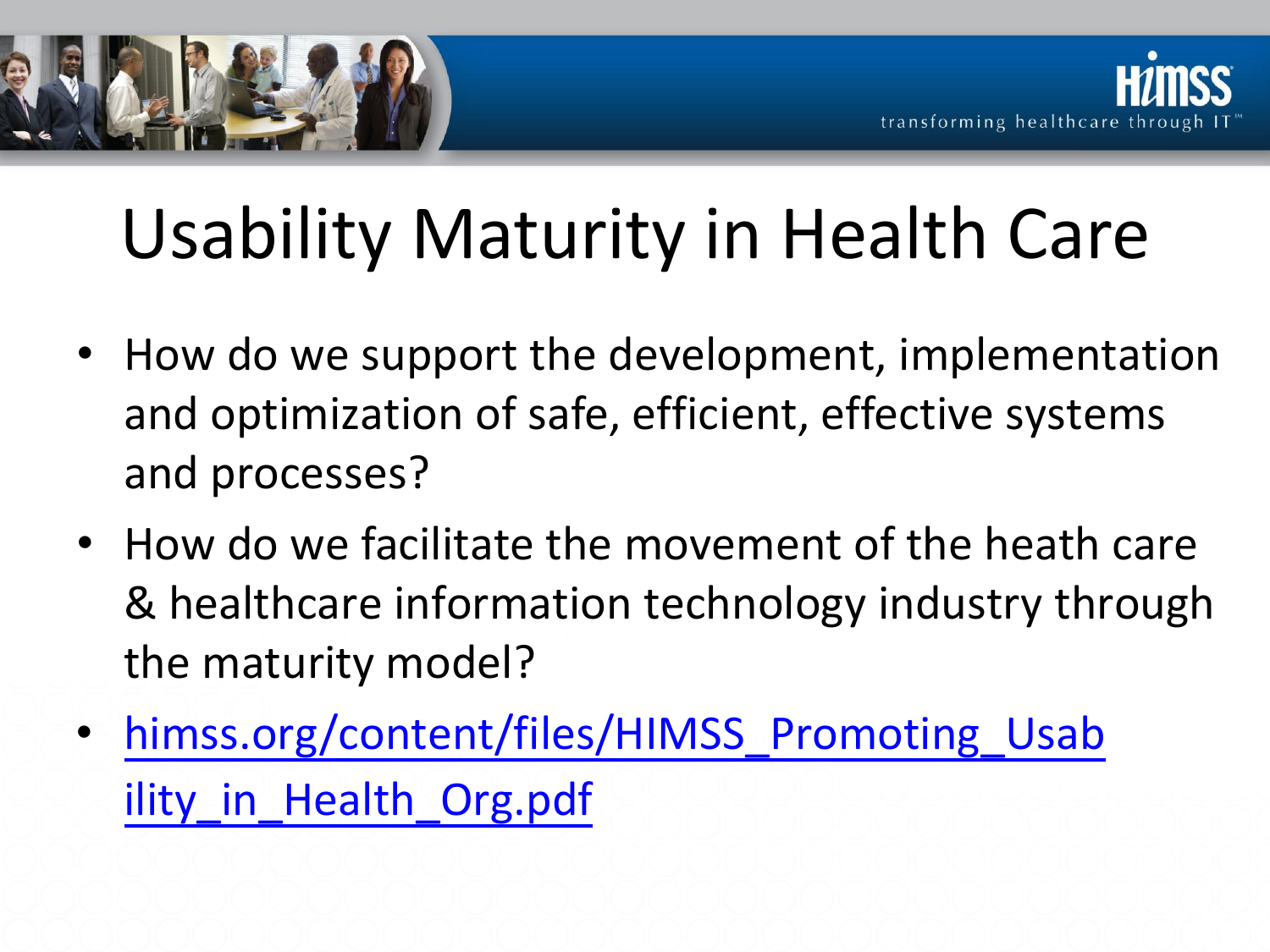# Usability Maturity in Health Care

- How do we support the development, implementation and optimization of safe, efficient, effective systems and processes?
- How do we facilitate the movement of the heath care & healthcare information technology industry through the maturity model?
- himss.org/content/files/HIMSS_Promoting_Usability_in_Health_Org.pdf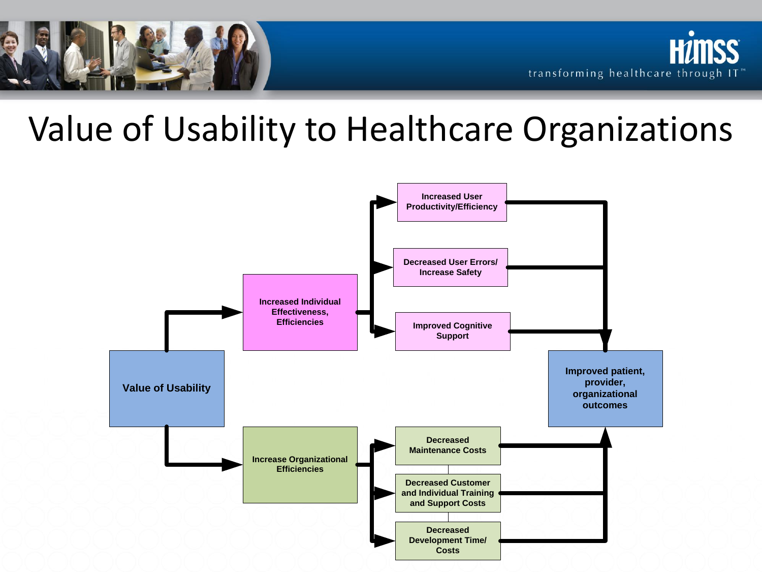# Value of Usability to Healthcare Organizations

- **Value of Usability**
  - **Increased Individual Effectiveness, Efficiencies**
    - Increased User Productivity/Efficiency
    - Decreased User Errors/ Increase Safety
    - Improved Cognitive Support
  - **Increase Organizational Efficiencies**
    - Decreased Maintenance Costs
    - Decreased Customer and Individual Training and Support Costs
    - Decreased Development Time/ Costs

All six outcomes lead to: **Improved patient, provider, organizational outcomes**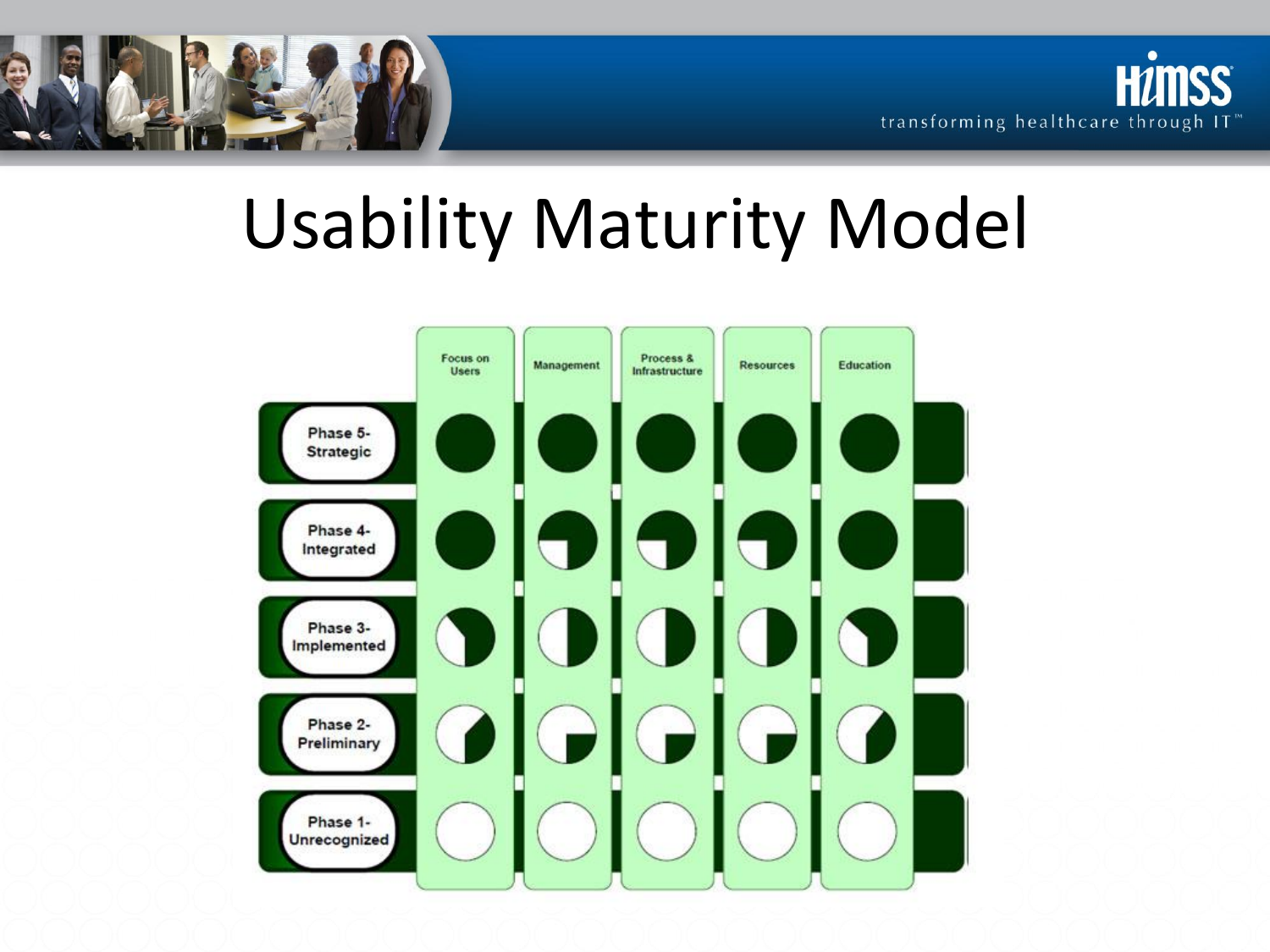# Usability Maturity Model

| | Focus on Users | Management | Process & Infrastructure | Resources | Education |
|---|---|---|---|---|---|
| Phase 5- Strategic | | | | | |
| Phase 4- Integrated | | | | | |
| Phase 3- Implemented | | | | | |
| Phase 2- Preliminary | | | | | |
| Phase 1- Unrecognized | | | | | |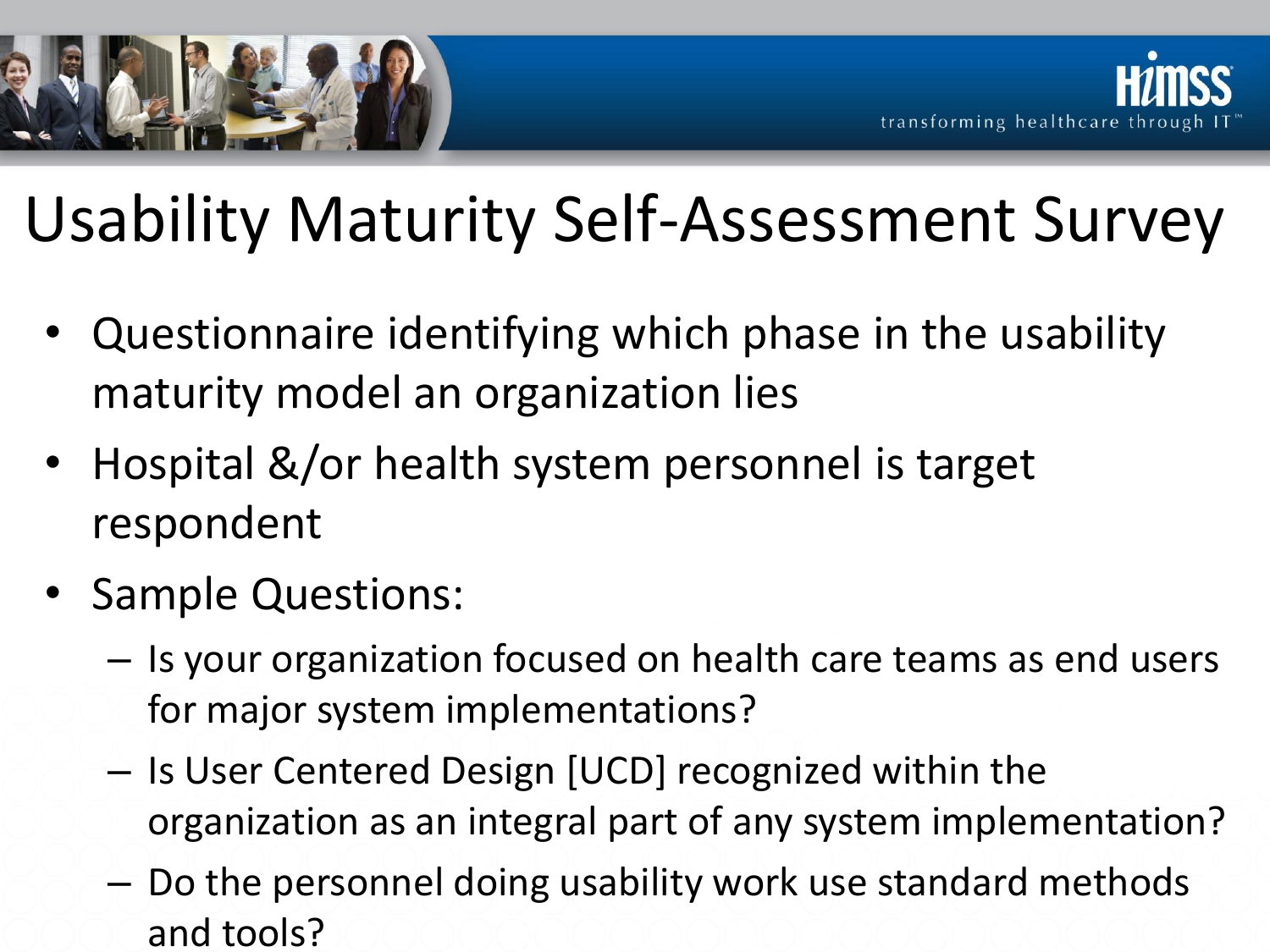# Usability Maturity Self-Assessment Survey

- Questionnaire identifying which phase in the usability maturity model an organization lies
- Hospital &/or health system personnel is target respondent
- Sample Questions:
  - Is your organization focused on health care teams as end users for major system implementations?
  - Is User Centered Design [UCD] recognized within the organization as an integral part of any system implementation?
  - Do the personnel doing usability work use standard methods and tools?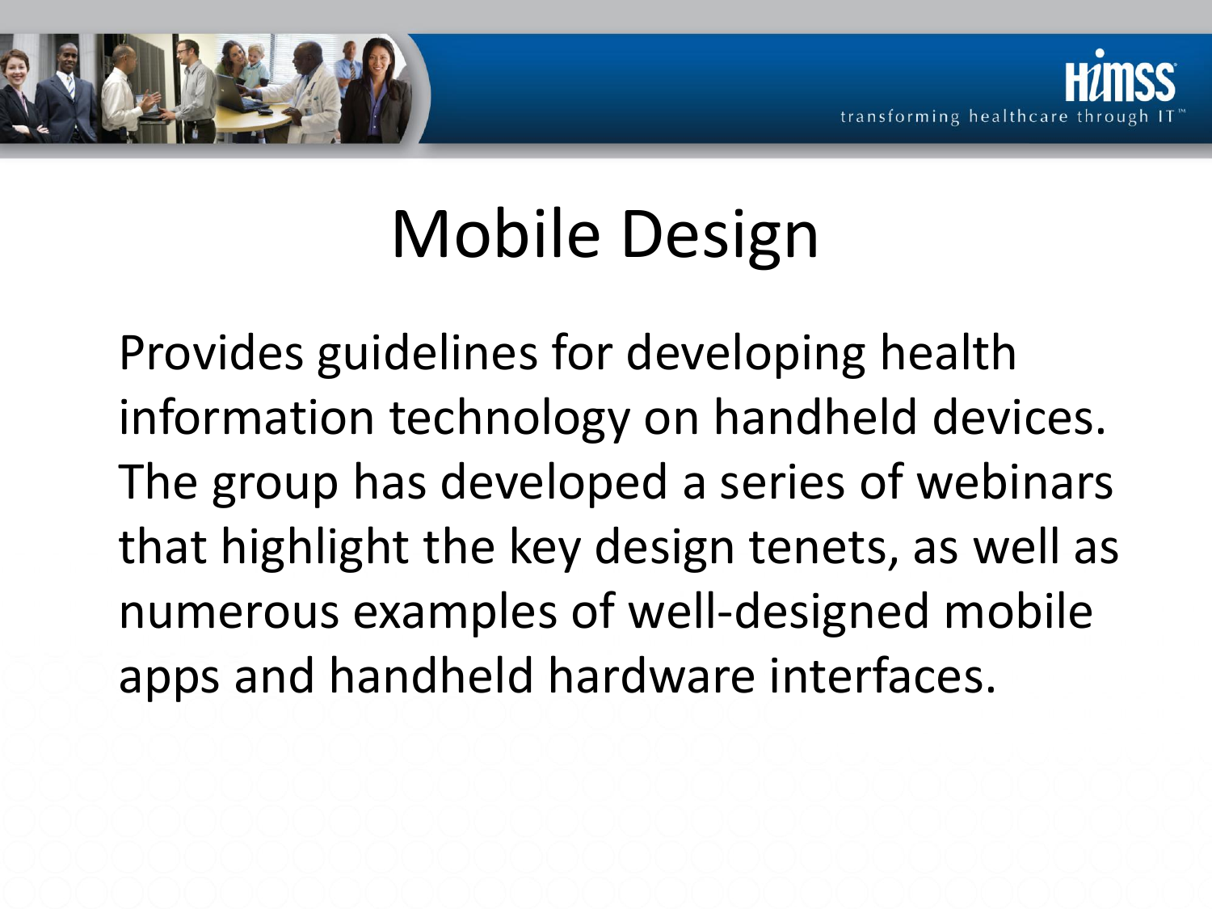# Mobile Design

Provides guidelines for developing health information technology on handheld devices. The group has developed a series of webinars that highlight the key design tenets, as well as numerous examples of well-designed mobile apps and handheld hardware interfaces.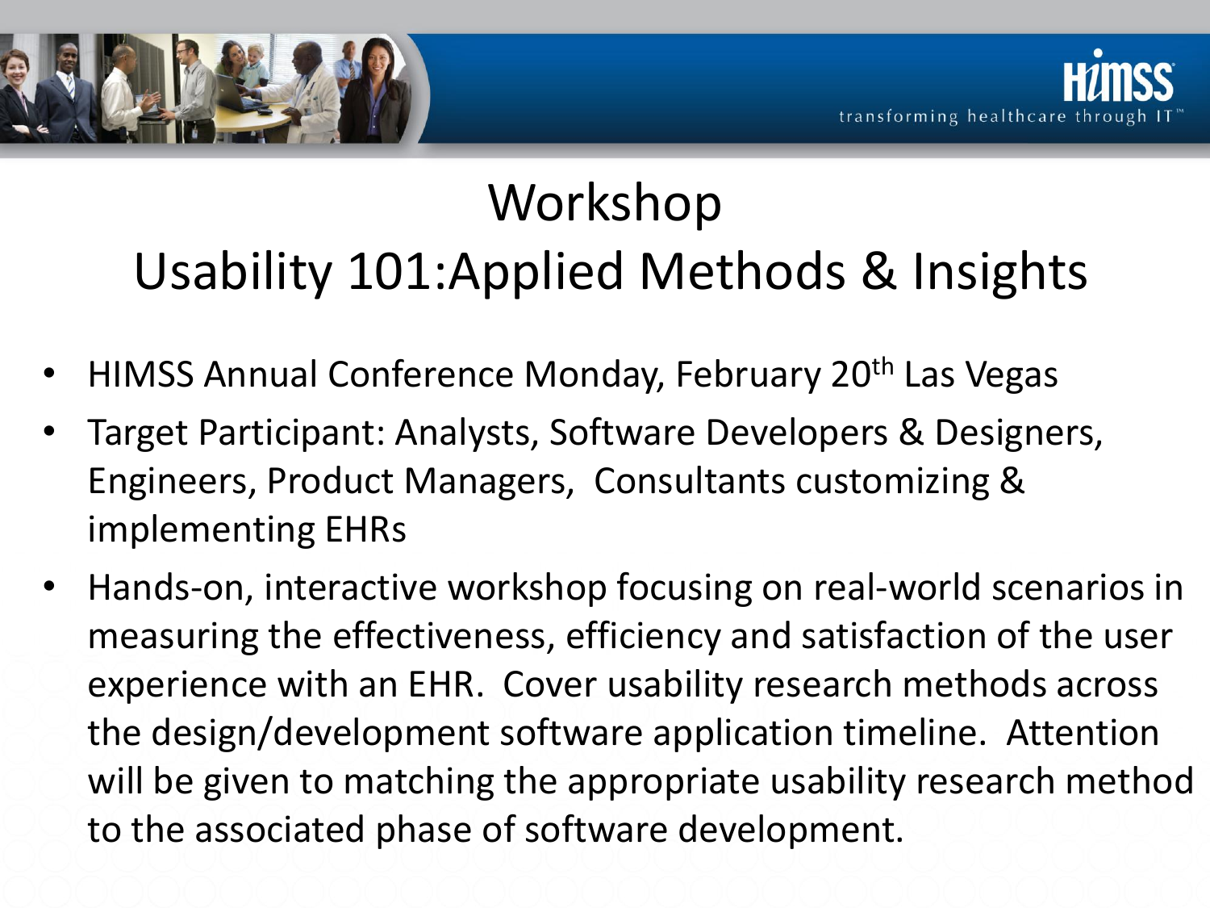# Workshop
## Usability 101:Applied Methods & Insights

- HIMSS Annual Conference Monday, February 20th Las Vegas
- Target Participant: Analysts, Software Developers & Designers, Engineers, Product Managers, Consultants customizing & implementing EHRs
- Hands-on, interactive workshop focusing on real-world scenarios in measuring the effectiveness, efficiency and satisfaction of the user experience with an EHR. Cover usability research methods across the design/development software application timeline. Attention will be given to matching the appropriate usability research method to the associated phase of software development.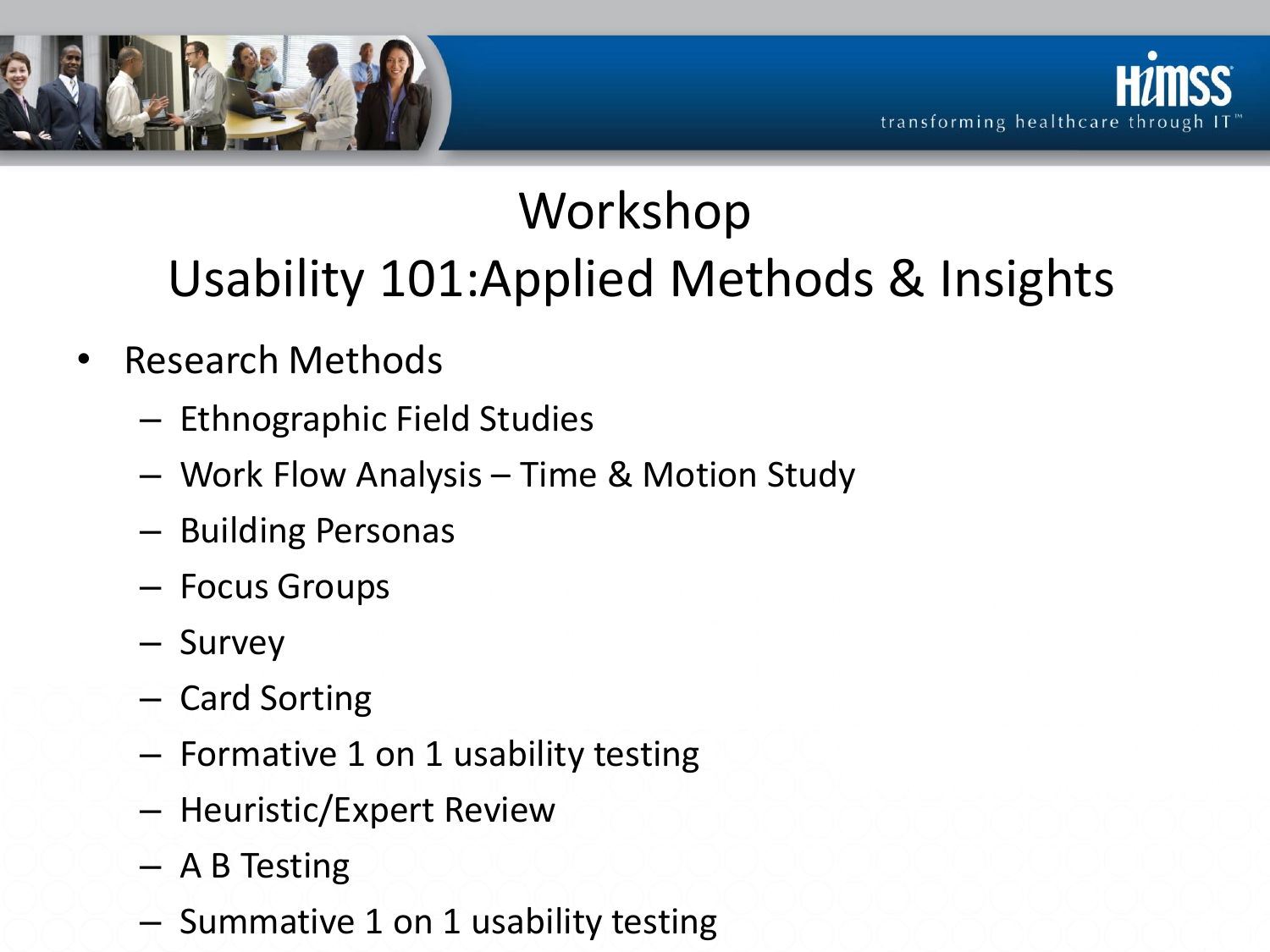# Workshop

## Usability 101:Applied Methods & Insights

- Research Methods
  - Ethnographic Field Studies
  - Work Flow Analysis – Time & Motion Study
  - Building Personas
  - Focus Groups
  - Survey
  - Card Sorting
  - Formative 1 on 1 usability testing
  - Heuristic/Expert Review
  - A B Testing
  - Summative 1 on 1 usability testing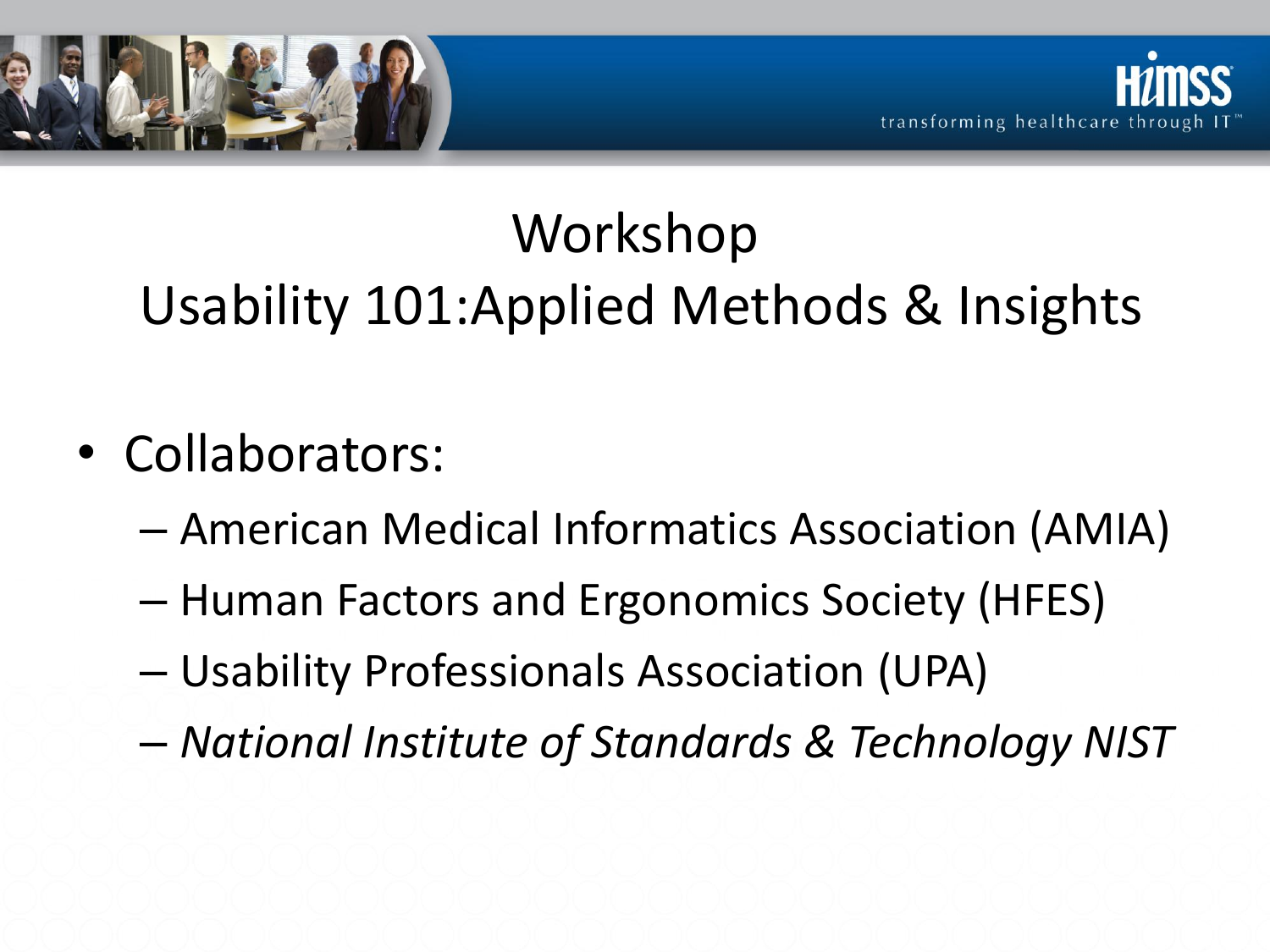# Workshop

## Usability 101:Applied Methods & Insights

- Collaborators:
  - American Medical Informatics Association (AMIA)
  - Human Factors and Ergonomics Society (HFES)
  - Usability Professionals Association (UPA)
  - *National Institute of Standards & Technology NIST*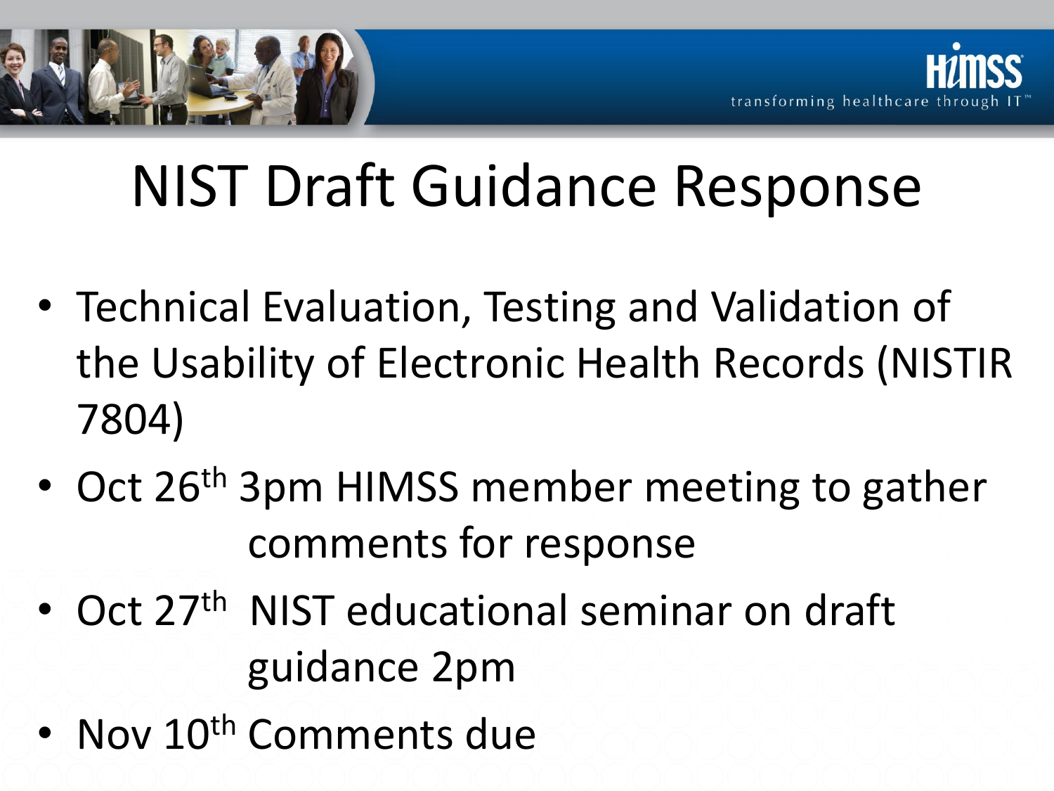# NIST Draft Guidance Response

- Technical Evaluation, Testing and Validation of the Usability of Electronic Health Records (NISTIR 7804)
- Oct 26th 3pm HIMSS member meeting to gather comments for response
- Oct 27th NIST educational seminar on draft guidance 2pm
- Nov 10th Comments due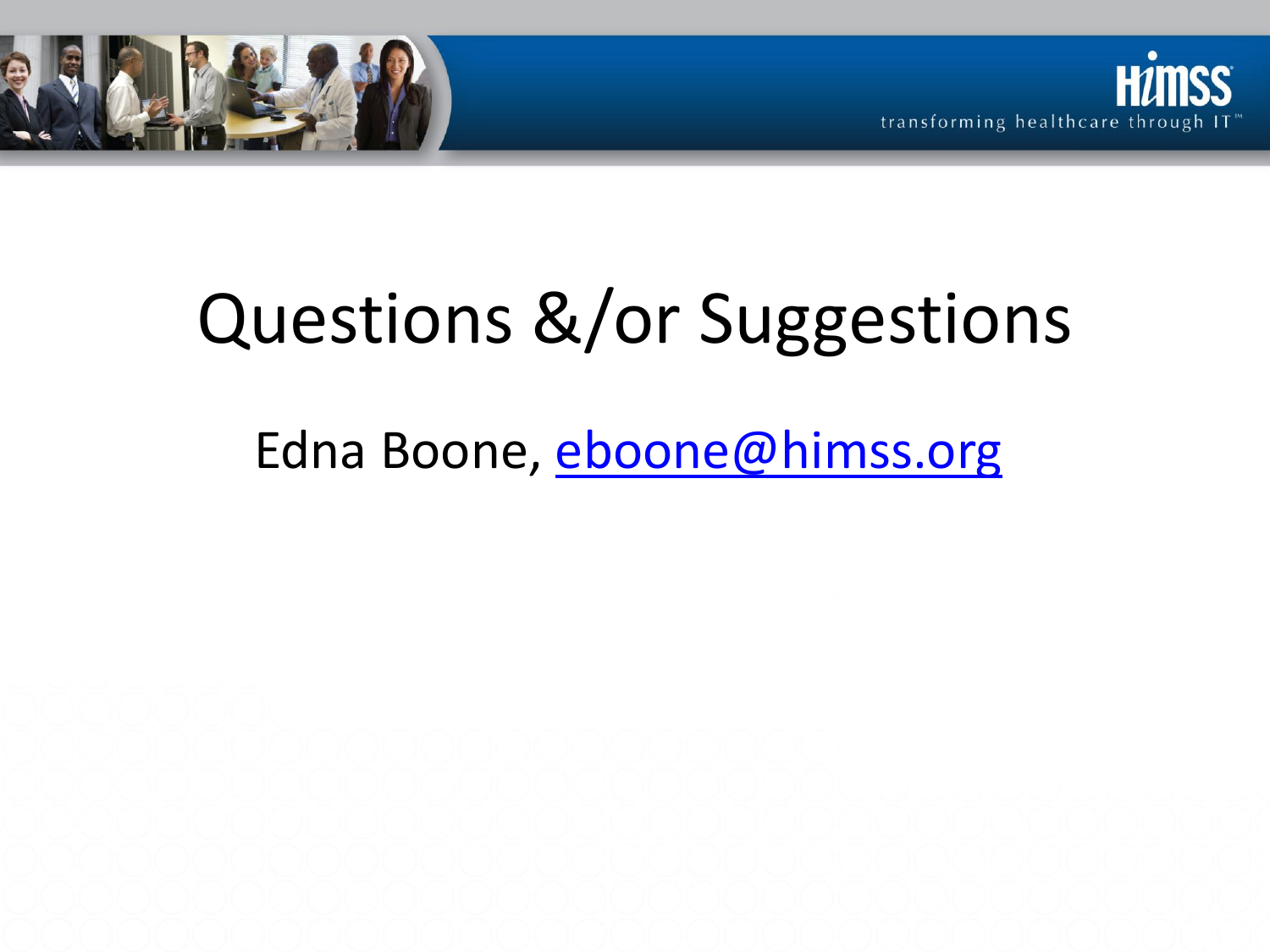# Questions &/or Suggestions

Edna Boone, eboone@himss.org